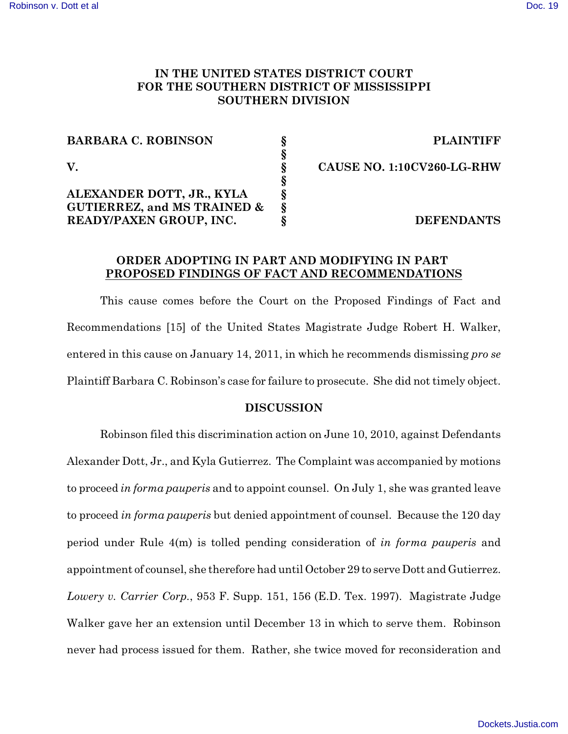# IN THE UNITED STATES DISTRICT COURT FOR THE SOUTHERN DISTRICT OF MISSISSIPPI SOUTHERN DIVISION

| | | |
|---|---|---|
| **BARBARA C. ROBINSON** | § | **PLAINTIFF** |
| | § | |
| **V.** | § | **CAUSE NO. 1:10CV260-LG-RHW** |
| | § | |
| **ALEXANDER DOTT, JR., KYLA GUTIERREZ, and MS TRAINED & READY/PAXEN GROUP, INC.** | § | **DEFENDANTS** |

## ORDER ADOPTING IN PART AND MODIFYING IN PART PROPOSED FINDINGS OF FACT AND RECOMMENDATIONS

This cause comes before the Court on the Proposed Findings of Fact and Recommendations [15] of the United States Magistrate Judge Robert H. Walker, entered in this cause on January 14, 2011, in which he recommends dismissing *pro se* Plaintiff Barbara C. Robinson's case for failure to prosecute. She did not timely object.

## DISCUSSION

Robinson filed this discrimination action on June 10, 2010, against Defendants Alexander Dott, Jr., and Kyla Gutierrez. The Complaint was accompanied by motions to proceed *in forma pauperis* and to appoint counsel. On July 1, she was granted leave to proceed *in forma pauperis* but denied appointment of counsel. Because the 120 day period under Rule 4(m) is tolled pending consideration of *in forma pauperis* and appointment of counsel, she therefore had until October 29 to serve Dott and Gutierrez. *Lowery v. Carrier Corp.*, 953 F. Supp. 151, 156 (E.D. Tex. 1997). Magistrate Judge Walker gave her an extension until December 13 in which to serve them. Robinson never had process issued for them. Rather, she twice moved for reconsideration and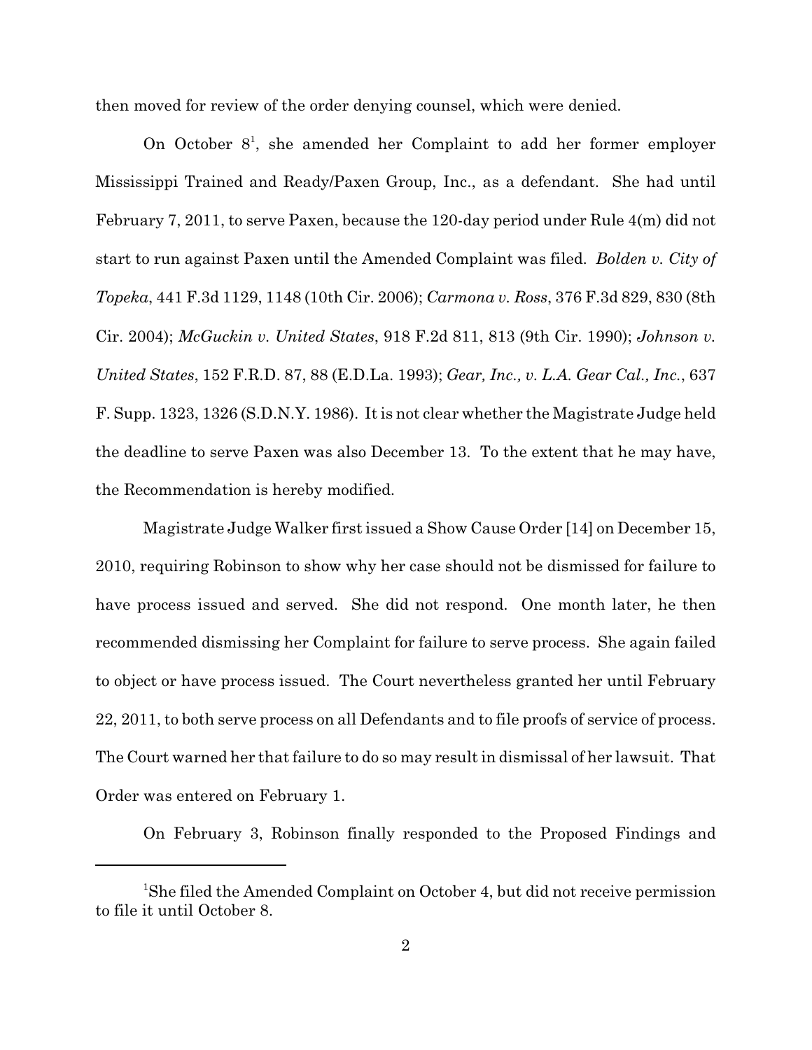then moved for review of the order denying counsel, which were denied.

On October 8[1], she amended her Complaint to add her former employer Mississippi Trained and Ready/Paxen Group, Inc., as a defendant. She had until February 7, 2011, to serve Paxen, because the 120-day period under Rule 4(m) did not start to run against Paxen until the Amended Complaint was filed. *Bolden v. City of Topeka*, 441 F.3d 1129, 1148 (10th Cir. 2006); *Carmona v. Ross*, 376 F.3d 829, 830 (8th Cir. 2004); *McGuckin v. United States*, 918 F.2d 811, 813 (9th Cir. 1990); *Johnson v. United States*, 152 F.R.D. 87, 88 (E.D.La. 1993); *Gear, Inc., v. L.A. Gear Cal., Inc.*, 637 F. Supp. 1323, 1326 (S.D.N.Y. 1986). It is not clear whether the Magistrate Judge held the deadline to serve Paxen was also December 13. To the extent that he may have, the Recommendation is hereby modified.

Magistrate Judge Walker first issued a Show Cause Order [14] on December 15, 2010, requiring Robinson to show why her case should not be dismissed for failure to have process issued and served. She did not respond. One month later, he then recommended dismissing her Complaint for failure to serve process. She again failed to object or have process issued. The Court nevertheless granted her until February 22, 2011, to both serve process on all Defendants and to file proofs of service of process. The Court warned her that failure to do so may result in dismissal of her lawsuit. That Order was entered on February 1.

On February 3, Robinson finally responded to the Proposed Findings and

[1]She filed the Amended Complaint on October 4, but did not receive permission to file it until October 8.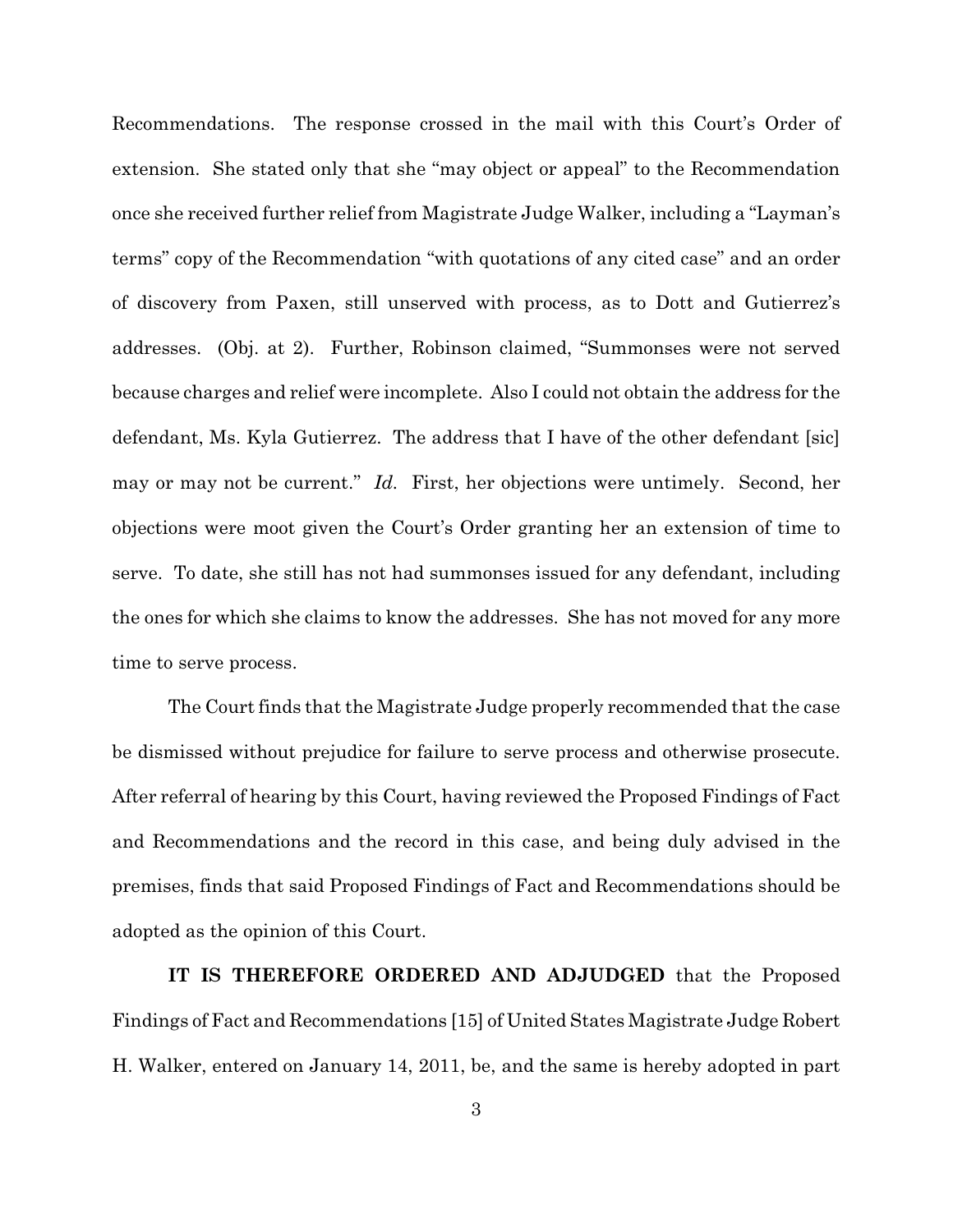Recommendations. The response crossed in the mail with this Court's Order of extension. She stated only that she "may object or appeal" to the Recommendation once she received further relief from Magistrate Judge Walker, including a "Layman's terms" copy of the Recommendation "with quotations of any cited case" and an order of discovery from Paxen, still unserved with process, as to Dott and Gutierrez's addresses. (Obj. at 2). Further, Robinson claimed, "Summonses were not served because charges and relief were incomplete. Also I could not obtain the address for the defendant, Ms. Kyla Gutierrez. The address that I have of the other defendant [sic] may or may not be current." *Id.* First, her objections were untimely. Second, her objections were moot given the Court's Order granting her an extension of time to serve. To date, she still has not had summonses issued for any defendant, including the ones for which she claims to know the addresses. She has not moved for any more time to serve process.

The Court finds that the Magistrate Judge properly recommended that the case be dismissed without prejudice for failure to serve process and otherwise prosecute. After referral of hearing by this Court, having reviewed the Proposed Findings of Fact and Recommendations and the record in this case, and being duly advised in the premises, finds that said Proposed Findings of Fact and Recommendations should be adopted as the opinion of this Court.

**IT IS THEREFORE ORDERED AND ADJUDGED** that the Proposed Findings of Fact and Recommendations [15] of United States Magistrate Judge Robert H. Walker, entered on January 14, 2011, be, and the same is hereby adopted in part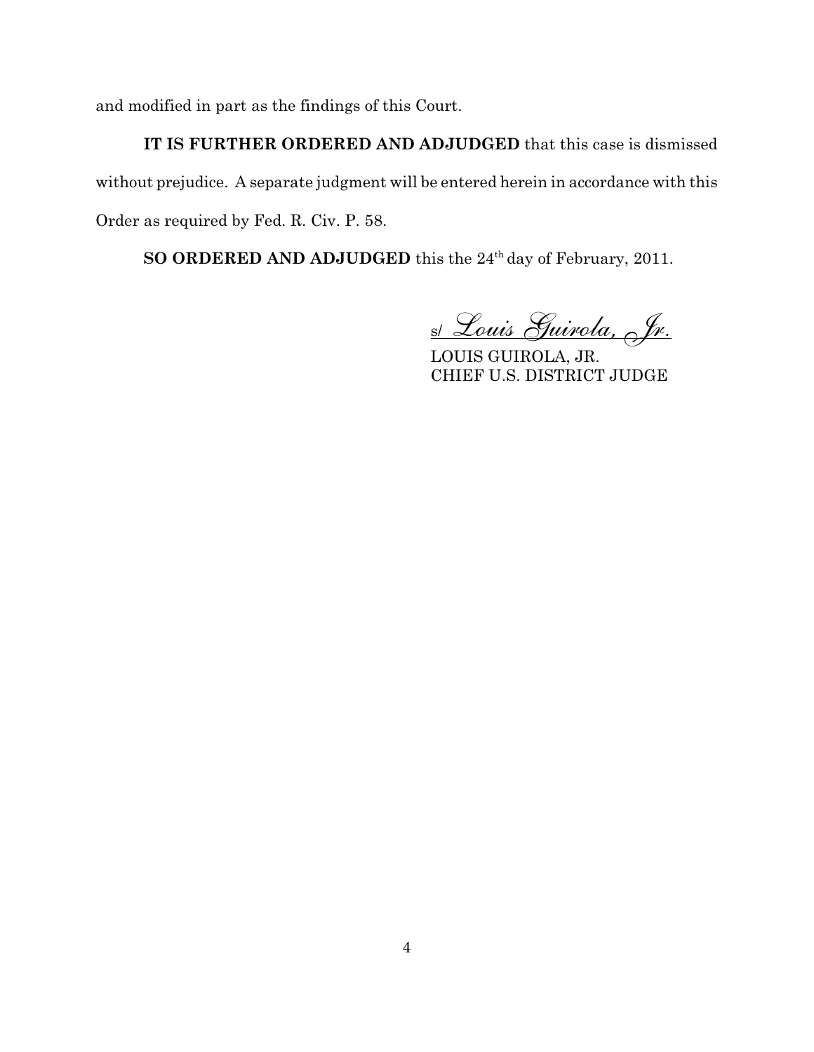and modified in part as the findings of this Court.

**IT IS FURTHER ORDERED AND ADJUDGED** that this case is dismissed without prejudice. A separate judgment will be entered herein in accordance with this Order as required by Fed. R. Civ. P. 58.

**SO ORDERED AND ADJUDGED** this the 24th day of February, 2011.

s/ *Louis Guirola, Jr.*
LOUIS GUIROLA, JR.
CHIEF U.S. DISTRICT JUDGE